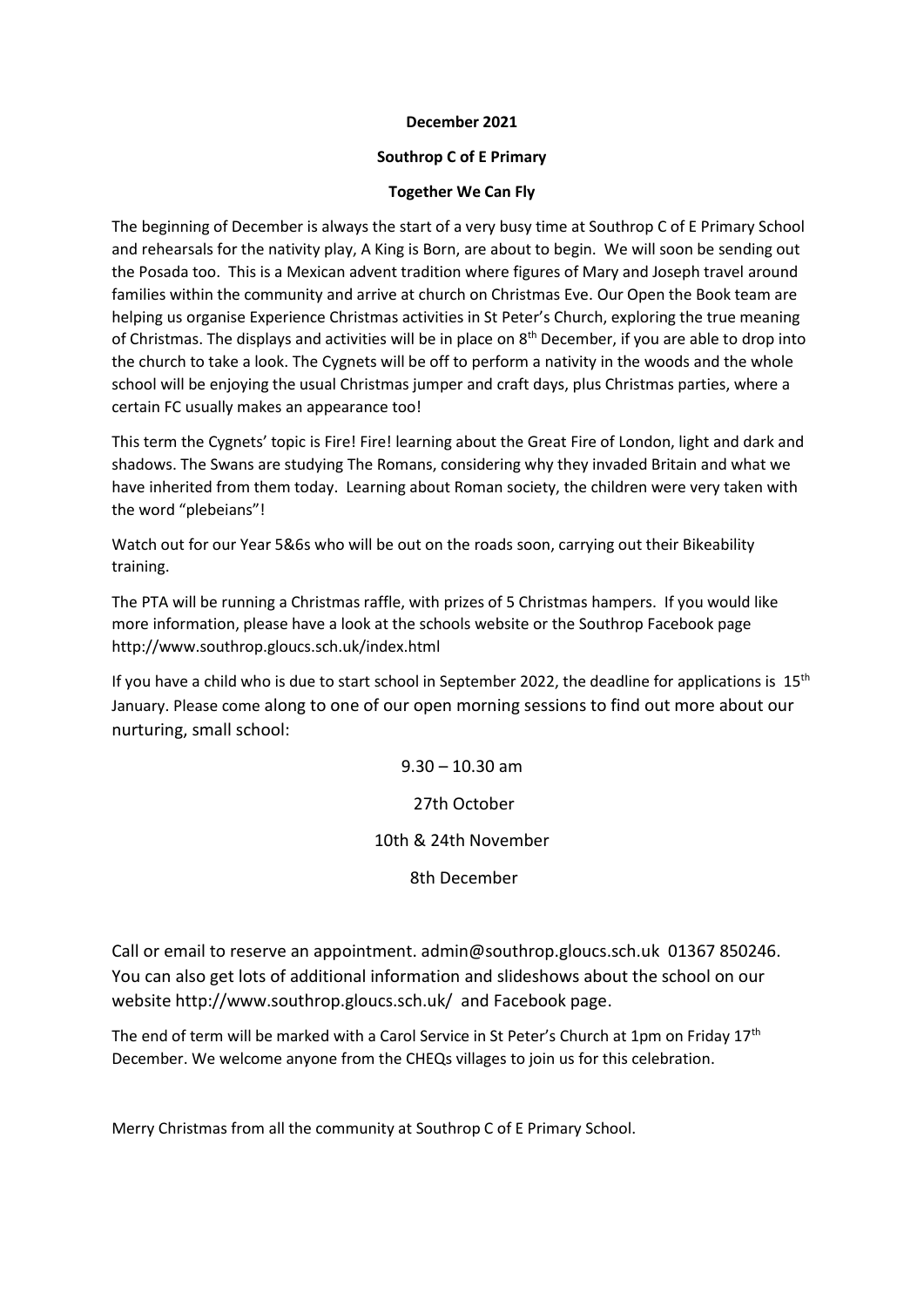**December 2021**

**Southrop C of E Primary**

**Together We Can Fly**

The beginning of December is always the start of a very busy time at Southrop C of E Primary School and rehearsals for the nativity play, A King is Born, are about to begin. We will soon be sending out the Posada too. This is a Mexican advent tradition where figures of Mary and Joseph travel around families within the community and arrive at church on Christmas Eve. Our Open the Book team are helping us organise Experience Christmas activities in St Peter's Church, exploring the true meaning of Christmas. The displays and activities will be in place on 8th December, if you are able to drop into the church to take a look. The Cygnets will be off to perform a nativity in the woods and the whole school will be enjoying the usual Christmas jumper and craft days, plus Christmas parties, where a certain FC usually makes an appearance too!

This term the Cygnets' topic is Fire! Fire! learning about the Great Fire of London, light and dark and shadows. The Swans are studying The Romans, considering why they invaded Britain and what we have inherited from them today. Learning about Roman society, the children were very taken with the word "plebeians"!

Watch out for our Year 5&6s who will be out on the roads soon, carrying out their Bikeability training.

The PTA will be running a Christmas raffle, with prizes of 5 Christmas hampers. If you would like more information, please have a look at the schools website or the Southrop Facebook page http://www.southrop.gloucs.sch.uk/index.html

If you have a child who is due to start school in September 2022, the deadline for applications is 15th January. Please come along to one of our open morning sessions to find out more about our nurturing, small school:

9.30 – 10.30 am

27th October

10th & 24th November

8th December

Call or email to reserve an appointment. admin@southrop.gloucs.sch.uk 01367 850246. You can also get lots of additional information and slideshows about the school on our website http://www.southrop.gloucs.sch.uk/ and Facebook page.

The end of term will be marked with a Carol Service in St Peter's Church at 1pm on Friday 17th December. We welcome anyone from the CHEQs villages to join us for this celebration.

Merry Christmas from all the community at Southrop C of E Primary School.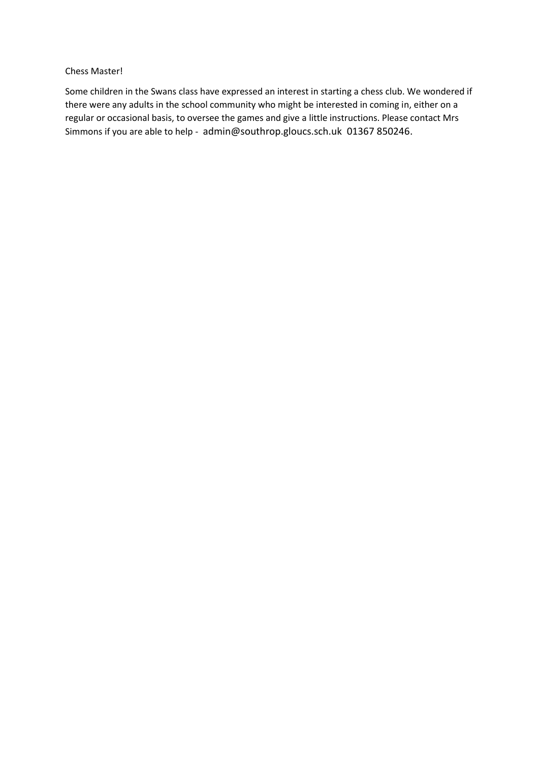Chess Master!

Some children in the Swans class have expressed an interest in starting a chess club. We wondered if there were any adults in the school community who might be interested in coming in, either on a regular or occasional basis, to oversee the games and give a little instructions. Please contact Mrs Simmons if you are able to help - admin@southrop.gloucs.sch.uk 01367 850246.